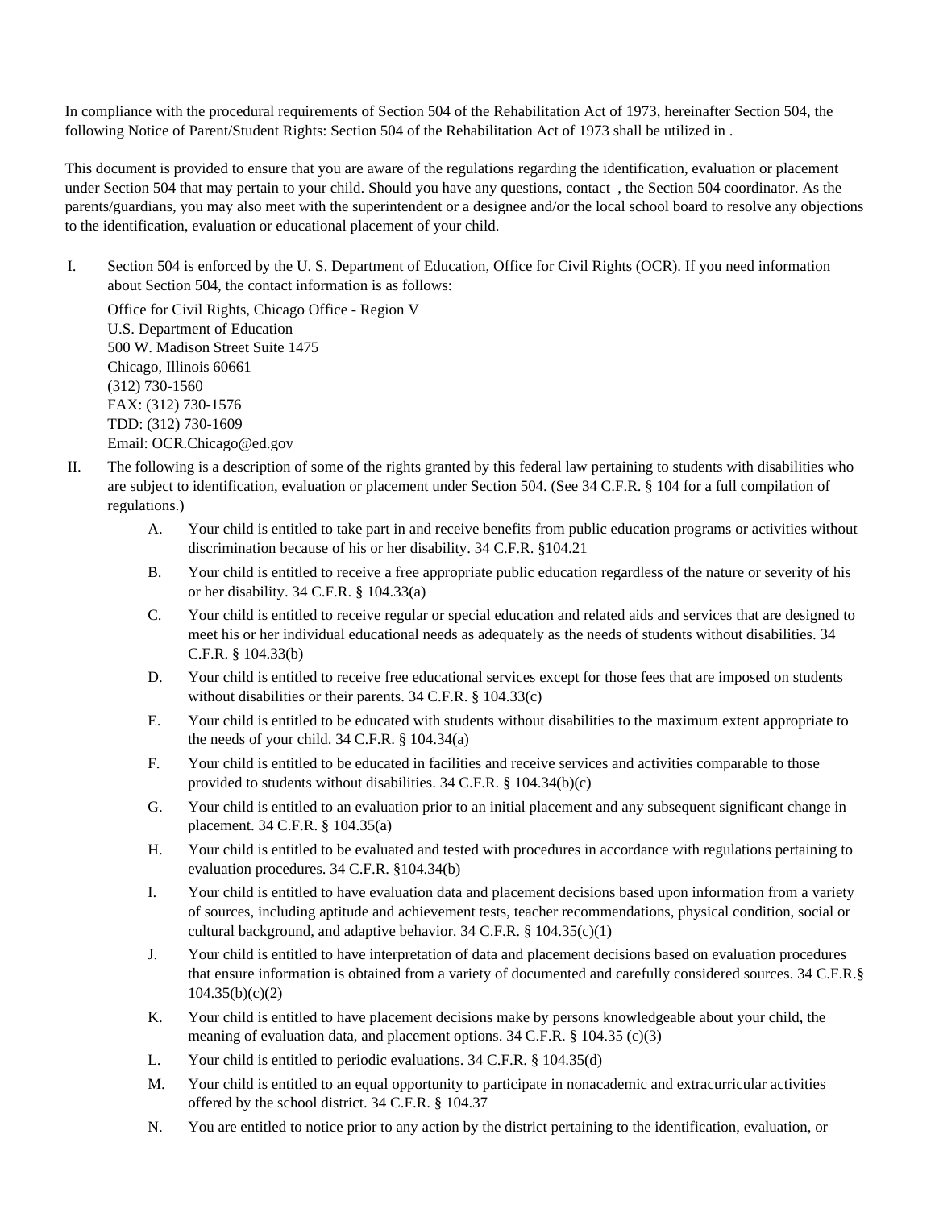In compliance with the procedural requirements of Section 504 of the Rehabilitation Act of 1973, hereinafter Section 504, the following Notice of Parent/Student Rights: Section 504 of the Rehabilitation Act of 1973 shall be utilized in .

This document is provided to ensure that you are aware of the regulations regarding the identification, evaluation or placement under Section 504 that may pertain to your child. Should you have any questions, contact , the Section 504 coordinator. As the parents/guardians, you may also meet with the superintendent or a designee and/or the local school board to resolve any objections to the identification, evaluation or educational placement of your child.

I. Section 504 is enforced by the U. S. Department of Education, Office for Civil Rights (OCR). If you need information about Section 504, the contact information is as follows:

   Office for Civil Rights, Chicago Office - Region V
   U.S. Department of Education
   500 W. Madison Street Suite 1475
   Chicago, Illinois 60661
   (312) 730-1560
   FAX: (312) 730-1576
   TDD: (312) 730-1609
   Email: OCR.Chicago@ed.gov

II. The following is a description of some of the rights granted by this federal law pertaining to students with disabilities who are subject to identification, evaluation or placement under Section 504. (See 34 C.F.R. § 104 for a full compilation of regulations.)

   A. Your child is entitled to take part in and receive benefits from public education programs or activities without discrimination because of his or her disability. 34 C.F.R. §104.21

   B. Your child is entitled to receive a free appropriate public education regardless of the nature or severity of his or her disability. 34 C.F.R. § 104.33(a)

   C. Your child is entitled to receive regular or special education and related aids and services that are designed to meet his or her individual educational needs as adequately as the needs of students without disabilities. 34 C.F.R. § 104.33(b)

   D. Your child is entitled to receive free educational services except for those fees that are imposed on students without disabilities or their parents. 34 C.F.R. § 104.33(c)

   E. Your child is entitled to be educated with students without disabilities to the maximum extent appropriate to the needs of your child. 34 C.F.R. § 104.34(a)

   F. Your child is entitled to be educated in facilities and receive services and activities comparable to those provided to students without disabilities. 34 C.F.R. § 104.34(b)(c)

   G. Your child is entitled to an evaluation prior to an initial placement and any subsequent significant change in placement. 34 C.F.R. § 104.35(a)

   H. Your child is entitled to be evaluated and tested with procedures in accordance with regulations pertaining to evaluation procedures. 34 C.F.R. §104.34(b)

   I. Your child is entitled to have evaluation data and placement decisions based upon information from a variety of sources, including aptitude and achievement tests, teacher recommendations, physical condition, social or cultural background, and adaptive behavior. 34 C.F.R. § 104.35(c)(1)

   J. Your child is entitled to have interpretation of data and placement decisions based on evaluation procedures that ensure information is obtained from a variety of documented and carefully considered sources. 34 C.F.R.§ 104.35(b)(c)(2)

   K. Your child is entitled to have placement decisions make by persons knowledgeable about your child, the meaning of evaluation data, and placement options. 34 C.F.R. § 104.35 (c)(3)

   L. Your child is entitled to periodic evaluations. 34 C.F.R. § 104.35(d)

   M. Your child is entitled to an equal opportunity to participate in nonacademic and extracurricular activities offered by the school district. 34 C.F.R. § 104.37

   N. You are entitled to notice prior to any action by the district pertaining to the identification, evaluation, or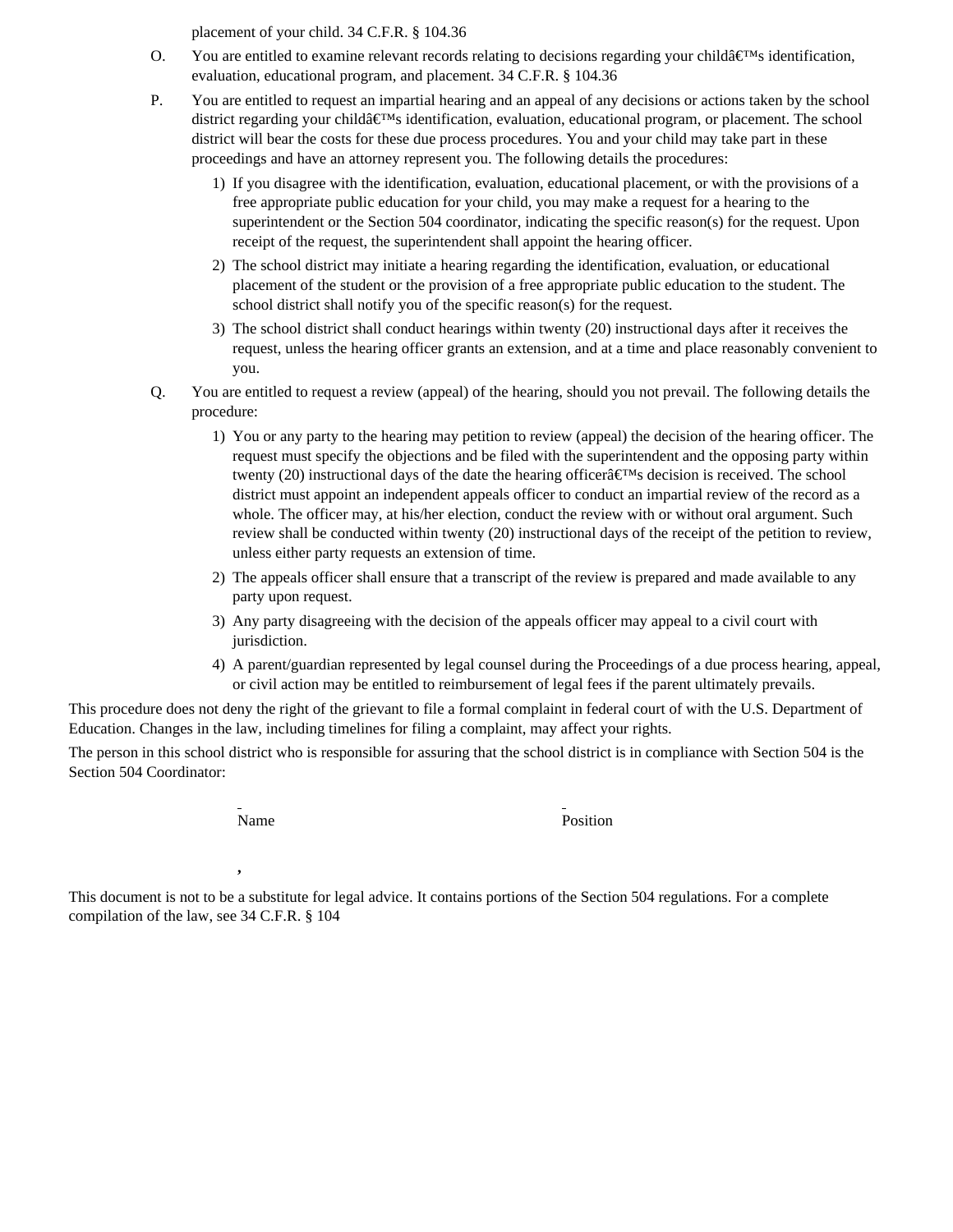placement of your child. 34 C.F.R. § 104.36

O. You are entitled to examine relevant records relating to decisions regarding your childâ€™s identification, evaluation, educational program, and placement. 34 C.F.R. § 104.36

P. You are entitled to request an impartial hearing and an appeal of any decisions or actions taken by the school district regarding your childâ€™s identification, evaluation, educational program, or placement. The school district will bear the costs for these due process procedures. You and your child may take part in these proceedings and have an attorney represent you. The following details the procedures:

1) If you disagree with the identification, evaluation, educational placement, or with the provisions of a free appropriate public education for your child, you may make a request for a hearing to the superintendent or the Section 504 coordinator, indicating the specific reason(s) for the request. Upon receipt of the request, the superintendent shall appoint the hearing officer.
2) The school district may initiate a hearing regarding the identification, evaluation, or educational placement of the student or the provision of a free appropriate public education to the student. The school district shall notify you of the specific reason(s) for the request.
3) The school district shall conduct hearings within twenty (20) instructional days after it receives the request, unless the hearing officer grants an extension, and at a time and place reasonably convenient to you.

Q. You are entitled to request a review (appeal) of the hearing, should you not prevail. The following details the procedure:

1) You or any party to the hearing may petition to review (appeal) the decision of the hearing officer. The request must specify the objections and be filed with the superintendent and the opposing party within twenty (20) instructional days of the date the hearing officerâ€™s decision is received. The school district must appoint an independent appeals officer to conduct an impartial review of the record as a whole. The officer may, at his/her election, conduct the review with or without oral argument. Such review shall be conducted within twenty (20) instructional days of the receipt of the petition to review, unless either party requests an extension of time.
2) The appeals officer shall ensure that a transcript of the review is prepared and made available to any party upon request.
3) Any party disagreeing with the decision of the appeals officer may appeal to a civil court with jurisdiction.
4) A parent/guardian represented by legal counsel during the Proceedings of a due process hearing, appeal, or civil action may be entitled to reimbursement of legal fees if the parent ultimately prevails.

This procedure does not deny the right of the grievant to file a formal complaint in federal court of with the U.S. Department of Education. Changes in the law, including timelines for filing a complaint, may affect your rights.

The person in this school district who is responsible for assuring that the school district is in compliance with Section 504 is the Section 504 Coordinator:

Name Position

,

This document is not to be a substitute for legal advice. It contains portions of the Section 504 regulations. For a complete compilation of the law, see 34 C.F.R. § 104